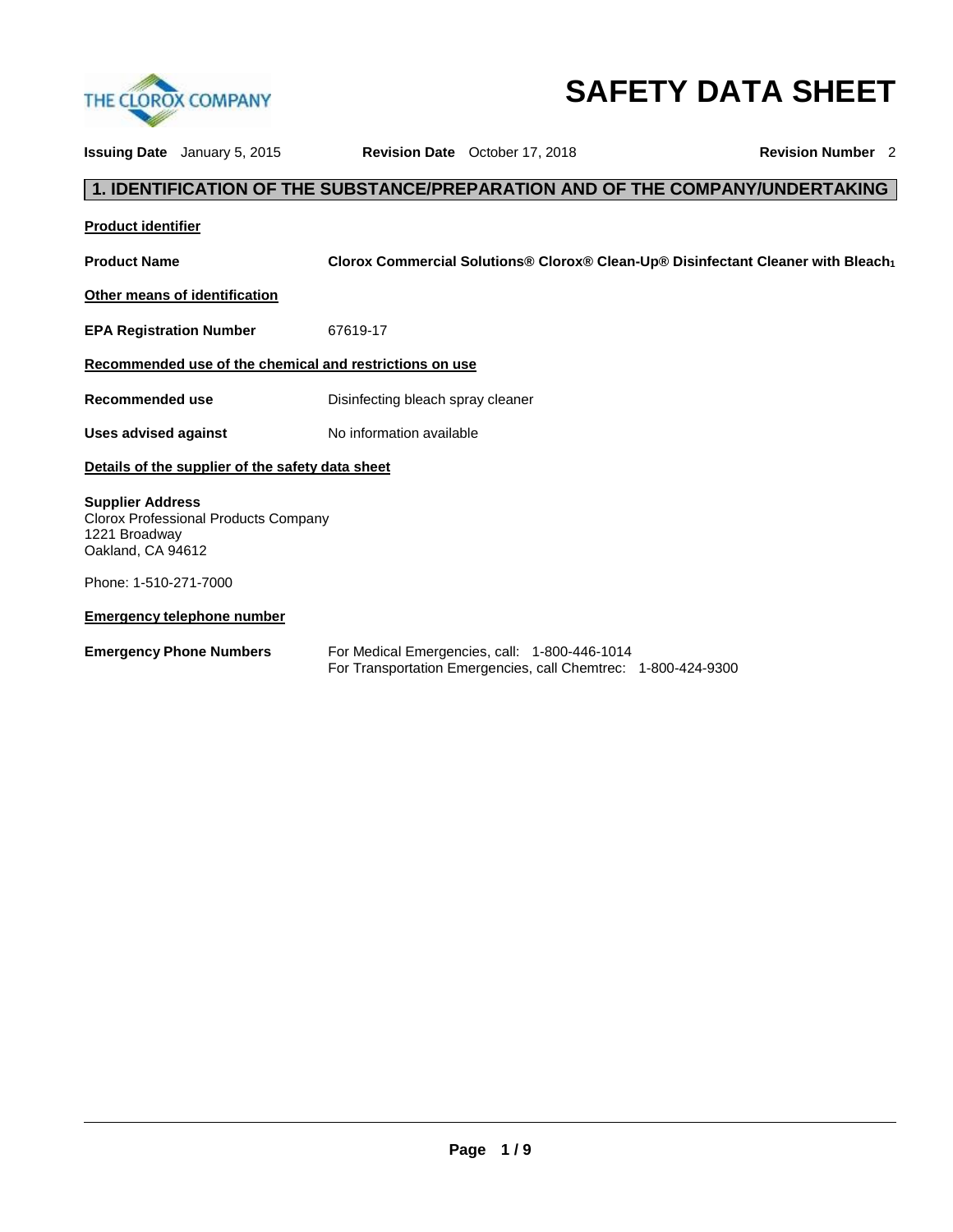# SAFETY DATA SHEET

**Issuing Date** January 5, 2015 **Revision Date** October 17, 2018 **Revision Number** 2

## 1. IDENTIFICATION OF THE SUBSTANCE/PREPARATION AND OF THE COMPANY/UNDERTAKING

**Product identifier**

**Product Name** **Clorox Commercial Solutions® Clorox® Clean-Up® Disinfectant Cleaner with Bleach$_1$**

**Other means of identification**

**EPA Registration Number** 67619-17

**Recommended use of the chemical and restrictions on use**

**Recommended use** Disinfecting bleach spray cleaner

**Uses advised against** No information available

**Details of the supplier of the safety data sheet**

**Supplier Address**
Clorox Professional Products Company
1221 Broadway
Oakland, CA 94612

Phone: 1-510-271-7000

**Emergency telephone number**

**Emergency Phone Numbers** For Medical Emergencies, call: 1-800-446-1014
For Transportation Emergencies, call Chemtrec: 1-800-424-9300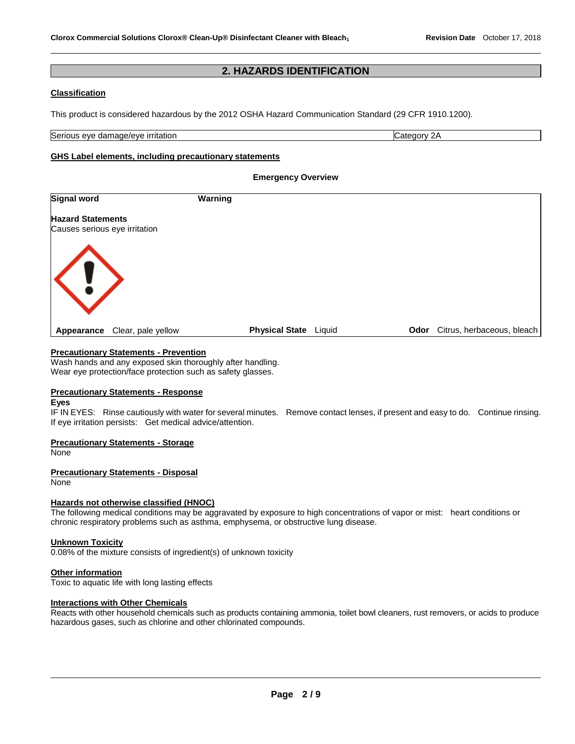## 2. HAZARDS IDENTIFICATION

**Classification**

This product is considered hazardous by the 2012 OSHA Hazard Communication Standard (29 CFR 1910.1200).

| Serious eye damage/eye irritation | Category 2A |
|---|---|

**GHS Label elements, including precautionary statements**

**Emergency Overview**

**Signal word** **Warning**

**Hazard Statements**
Causes serious eye irritation

**Appearance** Clear, pale yellow **Physical State** Liquid **Odor** Citrus, herbaceous, bleach

**Precautionary Statements - Prevention**
Wash hands and any exposed skin thoroughly after handling.
Wear eye protection/face protection such as safety glasses.

**Precautionary Statements - Response**

**Eyes**
IF IN EYES: Rinse cautiously with water for several minutes. Remove contact lenses, if present and easy to do. Continue rinsing. If eye irritation persists: Get medical advice/attention.

**Precautionary Statements - Storage**
None

**Precautionary Statements - Disposal**
None

**Hazards not otherwise classified (HNOC)**
The following medical conditions may be aggravated by exposure to high concentrations of vapor or mist: heart conditions or chronic respiratory problems such as asthma, emphysema, or obstructive lung disease.

**Unknown Toxicity**
0.08% of the mixture consists of ingredient(s) of unknown toxicity

**Other information**
Toxic to aquatic life with long lasting effects

**Interactions with Other Chemicals**
Reacts with other household chemicals such as products containing ammonia, toilet bowl cleaners, rust removers, or acids to produce hazardous gases, such as chlorine and other chlorinated compounds.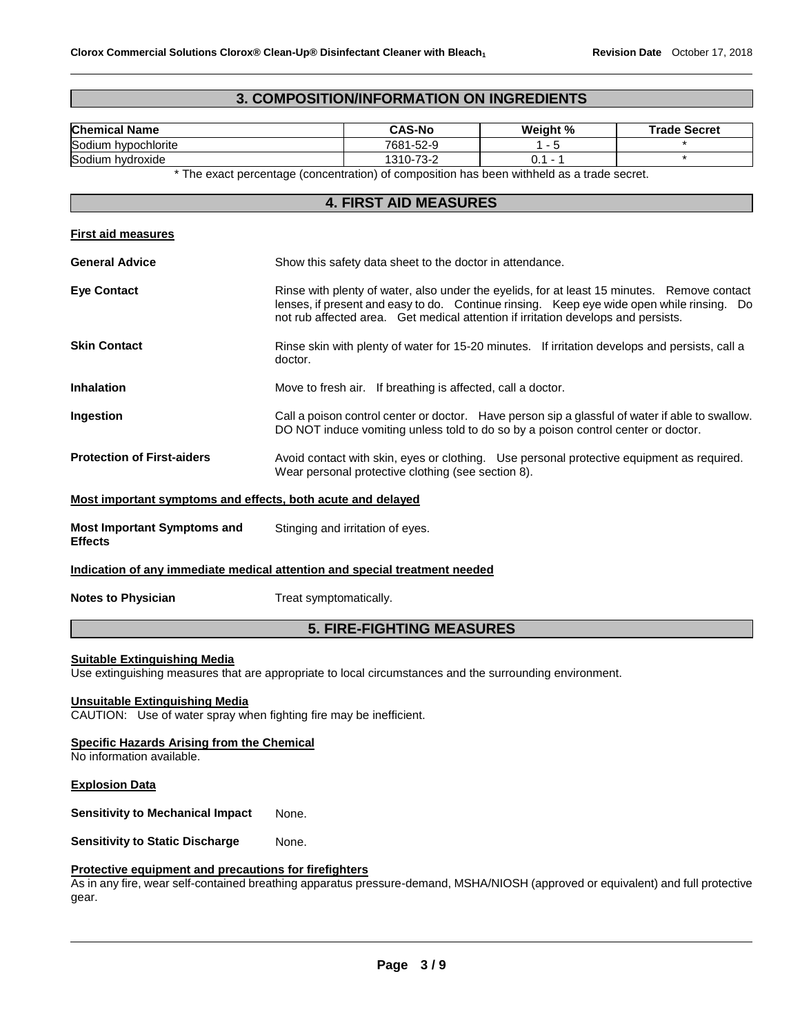## 3. COMPOSITION/INFORMATION ON INGREDIENTS

| Chemical Name | CAS-No | Weight % | Trade Secret |
|---|---|---|---|
| Sodium hypochlorite | 7681-52-9 | 1 - 5 | * |
| Sodium hydroxide | 1310-73-2 | 0.1 - 1 | * |

* The exact percentage (concentration) of composition has been withheld as a trade secret.

## 4. FIRST AID MEASURES

**First aid measures**

**General Advice** Show this safety data sheet to the doctor in attendance.

**Eye Contact** Rinse with plenty of water, also under the eyelids, for at least 15 minutes. Remove contact lenses, if present and easy to do. Continue rinsing. Keep eye wide open while rinsing. Do not rub affected area. Get medical attention if irritation develops and persists.

**Skin Contact** Rinse skin with plenty of water for 15-20 minutes. If irritation develops and persists, call a doctor.

**Inhalation** Move to fresh air. If breathing is affected, call a doctor.

**Ingestion** Call a poison control center or doctor. Have person sip a glassful of water if able to swallow. DO NOT induce vomiting unless told to do so by a poison control center or doctor.

**Protection of First-aiders** Avoid contact with skin, eyes or clothing. Use personal protective equipment as required. Wear personal protective clothing (see section 8).

**Most important symptoms and effects, both acute and delayed**

**Most Important Symptoms and Effects** Stinging and irritation of eyes.

**Indication of any immediate medical attention and special treatment needed**

**Notes to Physician** Treat symptomatically.

## 5. FIRE-FIGHTING MEASURES

**Suitable Extinguishing Media**
Use extinguishing measures that are appropriate to local circumstances and the surrounding environment.

**Unsuitable Extinguishing Media**
CAUTION: Use of water spray when fighting fire may be inefficient.

**Specific Hazards Arising from the Chemical**
No information available.

**Explosion Data**

**Sensitivity to Mechanical Impact** None.

**Sensitivity to Static Discharge** None.

**Protective equipment and precautions for firefighters**
As in any fire, wear self-contained breathing apparatus pressure-demand, MSHA/NIOSH (approved or equivalent) and full protective gear.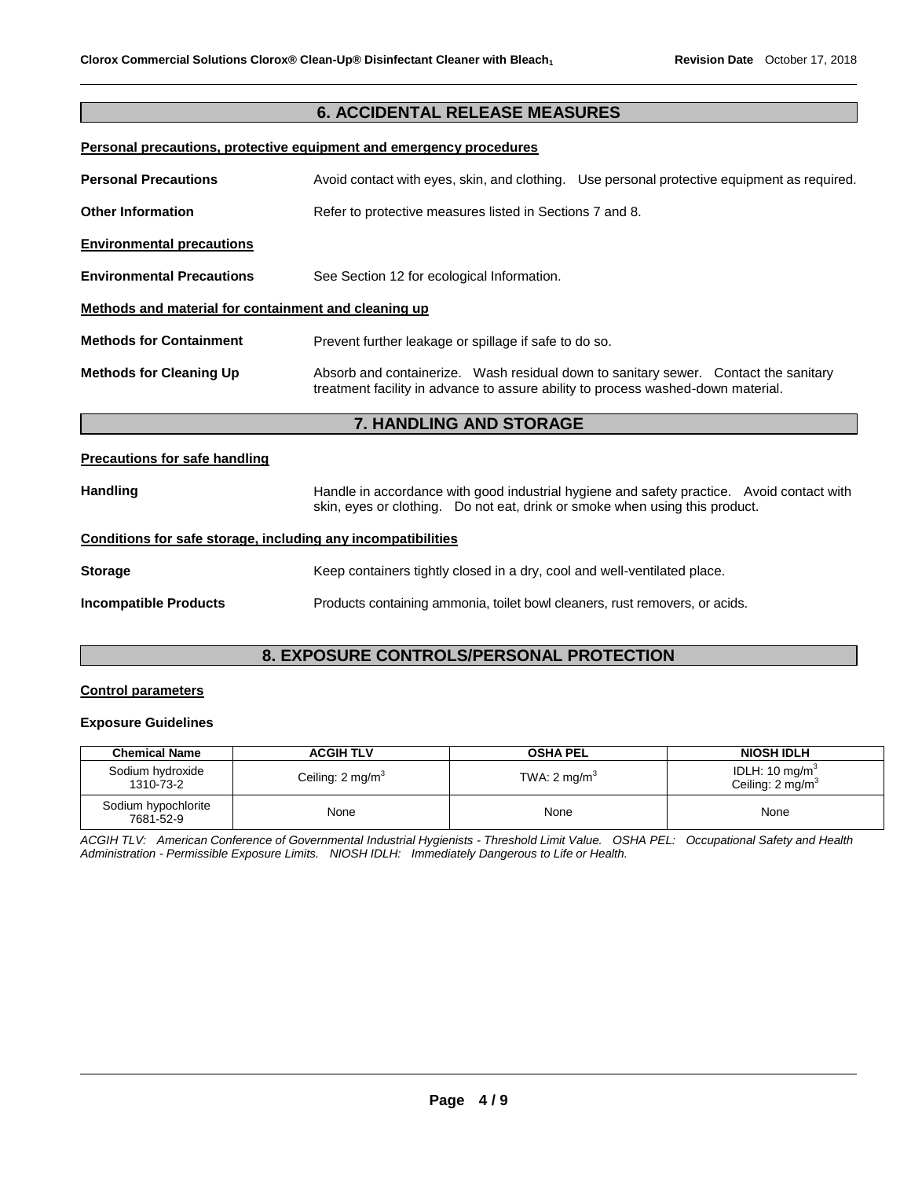## 6. ACCIDENTAL RELEASE MEASURES

**Personal precautions, protective equipment and emergency procedures**

**Personal Precautions** Avoid contact with eyes, skin, and clothing. Use personal protective equipment as required.

**Other Information** Refer to protective measures listed in Sections 7 and 8.

**Environmental precautions**

**Environmental Precautions** See Section 12 for ecological Information.

**Methods and material for containment and cleaning up**

**Methods for Containment** Prevent further leakage or spillage if safe to do so.

**Methods for Cleaning Up** Absorb and containerize. Wash residual down to sanitary sewer. Contact the sanitary treatment facility in advance to assure ability to process washed-down material.

## 7. HANDLING AND STORAGE

**Precautions for safe handling**

**Handling** Handle in accordance with good industrial hygiene and safety practice. Avoid contact with skin, eyes or clothing. Do not eat, drink or smoke when using this product.

**Conditions for safe storage, including any incompatibilities**

**Storage** Keep containers tightly closed in a dry, cool and well-ventilated place.

**Incompatible Products** Products containing ammonia, toilet bowl cleaners, rust removers, or acids.

## 8. EXPOSURE CONTROLS/PERSONAL PROTECTION

**Control parameters**

**Exposure Guidelines**

| Chemical Name | ACGIH TLV | OSHA PEL | NIOSH IDLH |
|---|---|---|---|
| Sodium hydroxide 1310-73-2 | Ceiling: 2 mg/m$^3$ | TWA: 2 mg/m$^3$ | IDLH: 10 mg/m$^3$ Ceiling: 2 mg/m$^3$ |
| Sodium hypochlorite 7681-52-9 | None | None | None |

*ACGIH TLV: American Conference of Governmental Industrial Hygienists - Threshold Limit Value. OSHA PEL: Occupational Safety and Health Administration - Permissible Exposure Limits. NIOSH IDLH: Immediately Dangerous to Life or Health.*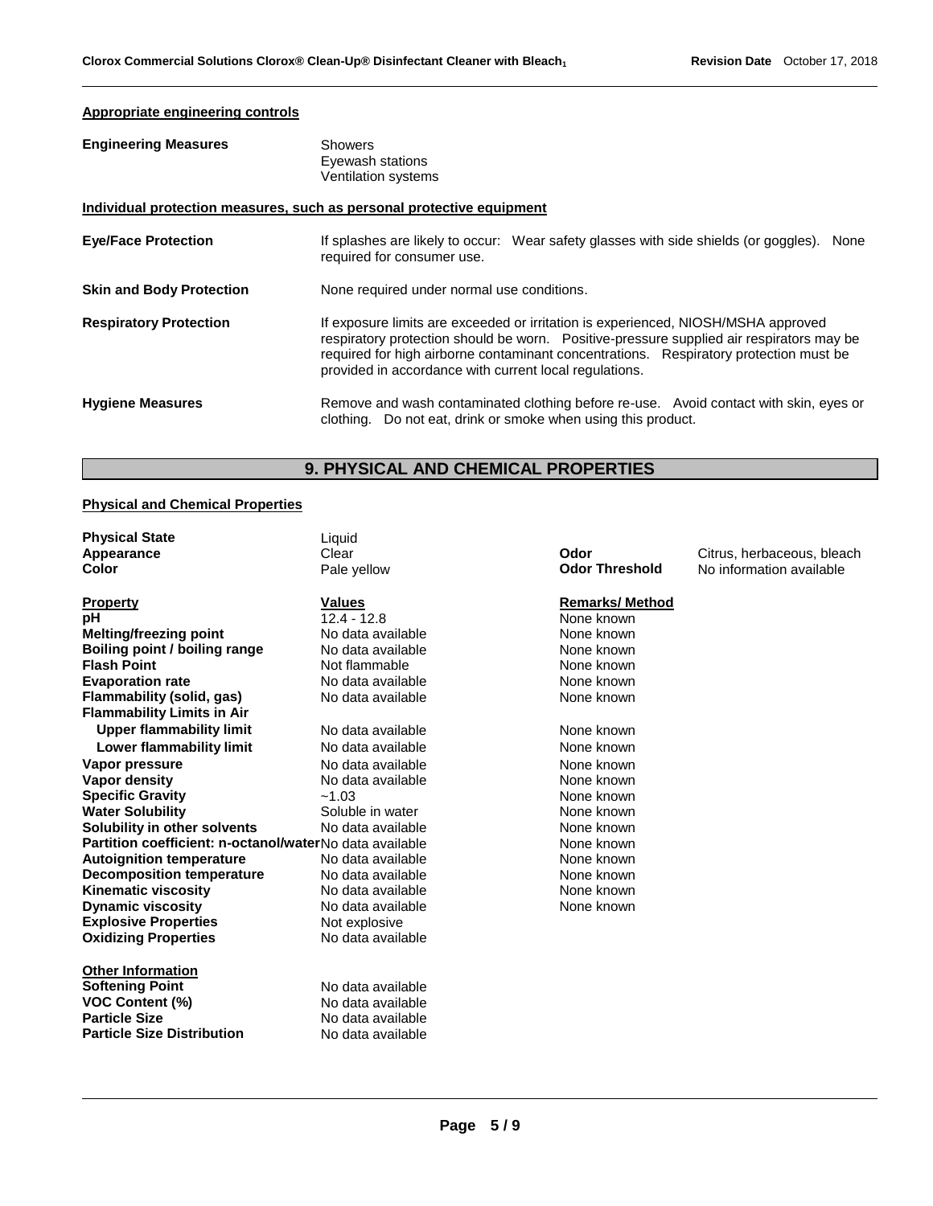**Appropriate engineering controls**

| | |
|---|---|
| **Engineering Measures** | Showers<br>Eyewash stations<br>Ventilation systems |

**Individual protection measures, such as personal protective equipment**

| | |
|---|---|
| **Eye/Face Protection** | If splashes are likely to occur: Wear safety glasses with side shields (or goggles). None required for consumer use. |
| **Skin and Body Protection** | None required under normal use conditions. |
| **Respiratory Protection** | If exposure limits are exceeded or irritation is experienced, NIOSH/MSHA approved respiratory protection should be worn. Positive-pressure supplied air respirators may be required for high airborne contaminant concentrations. Respiratory protection must be provided in accordance with current local regulations. |
| **Hygiene Measures** | Remove and wash contaminated clothing before re-use. Avoid contact with skin, eyes or clothing. Do not eat, drink or smoke when using this product. |

## 9. PHYSICAL AND CHEMICAL PROPERTIES

**Physical and Chemical Properties**

| | | | |
|---|---|---|---|
| **Physical State** | Liquid | | |
| **Appearance** | Clear | **Odor** | Citrus, herbaceous, bleach |
| **Color** | Pale yellow | **Odor Threshold** | No information available |

| **Property** | **Values** | **Remarks/ Method** |
|---|---|---|
| **pH** | 12.4 - 12.8 | None known |
| **Melting/freezing point** | No data available | None known |
| **Boiling point / boiling range** | No data available | None known |
| **Flash Point** | Not flammable | None known |
| **Evaporation rate** | No data available | None known |
| **Flammability (solid, gas)** | No data available | None known |
| **Flammability Limits in Air** | | |
| **Upper flammability limit** | No data available | None known |
| **Lower flammability limit** | No data available | None known |
| **Vapor pressure** | No data available | None known |
| **Vapor density** | No data available | None known |
| **Specific Gravity** | ~1.03 | None known |
| **Water Solubility** | Soluble in water | None known |
| **Solubility in other solvents** | No data available | None known |
| **Partition coefficient: n-octanol/water** | No data available | None known |
| **Autoignition temperature** | No data available | None known |
| **Decomposition temperature** | No data available | None known |
| **Kinematic viscosity** | No data available | None known |
| **Dynamic viscosity** | No data available | None known |
| **Explosive Properties** | Not explosive | |
| **Oxidizing Properties** | No data available | |

**Other Information**

| | |
|---|---|
| **Softening Point** | No data available |
| **VOC Content (%)** | No data available |
| **Particle Size** | No data available |
| **Particle Size Distribution** | No data available |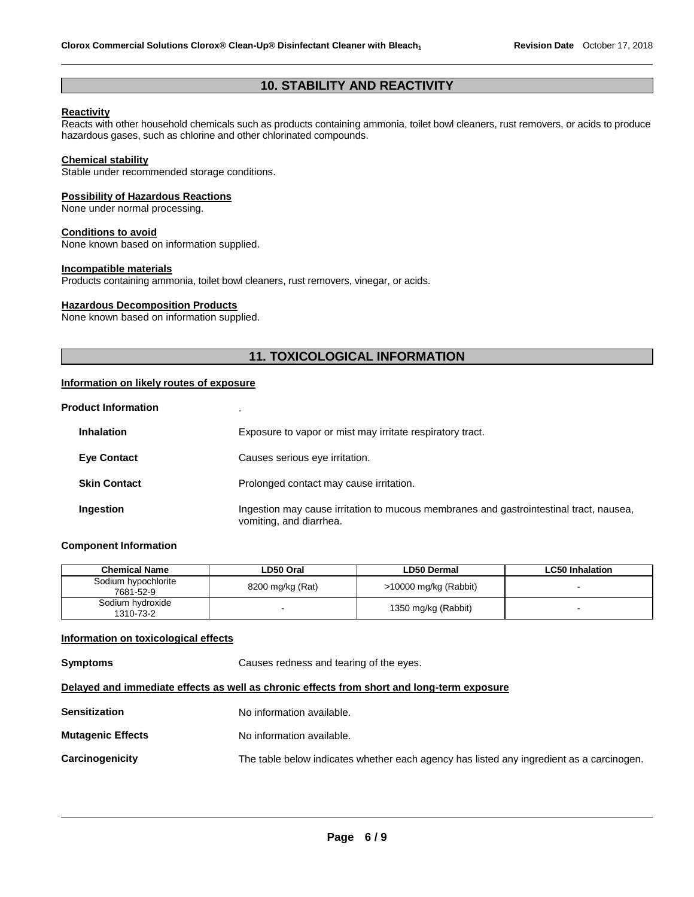## 10. STABILITY AND REACTIVITY

**Reactivity**
Reacts with other household chemicals such as products containing ammonia, toilet bowl cleaners, rust removers, or acids to produce hazardous gases, such as chlorine and other chlorinated compounds.

**Chemical stability**
Stable under recommended storage conditions.

**Possibility of Hazardous Reactions**
None under normal processing.

**Conditions to avoid**
None known based on information supplied.

**Incompatible materials**
Products containing ammonia, toilet bowl cleaners, rust removers, vinegar, or acids.

**Hazardous Decomposition Products**
None known based on information supplied.

## 11. TOXICOLOGICAL INFORMATION

**Information on likely routes of exposure**

**Product Information** .

**Inhalation** Exposure to vapor or mist may irritate respiratory tract.

**Eye Contact** Causes serious eye irritation.

**Skin Contact** Prolonged contact may cause irritation.

**Ingestion** Ingestion may cause irritation to mucous membranes and gastrointestinal tract, nausea, vomiting, and diarrhea.

**Component Information**

| Chemical Name | LD50 Oral | LD50 Dermal | LC50 Inhalation |
|---|---|---|---|
| Sodium hypochlorite 7681-52-9 | 8200 mg/kg (Rat) | >10000 mg/kg (Rabbit) | - |
| Sodium hydroxide 1310-73-2 | - | 1350 mg/kg (Rabbit) | - |

**Information on toxicological effects**

**Symptoms** Causes redness and tearing of the eyes.

**Delayed and immediate effects as well as chronic effects from short and long-term exposure**

**Sensitization** No information available.

**Mutagenic Effects** No information available.

**Carcinogenicity** The table below indicates whether each agency has listed any ingredient as a carcinogen.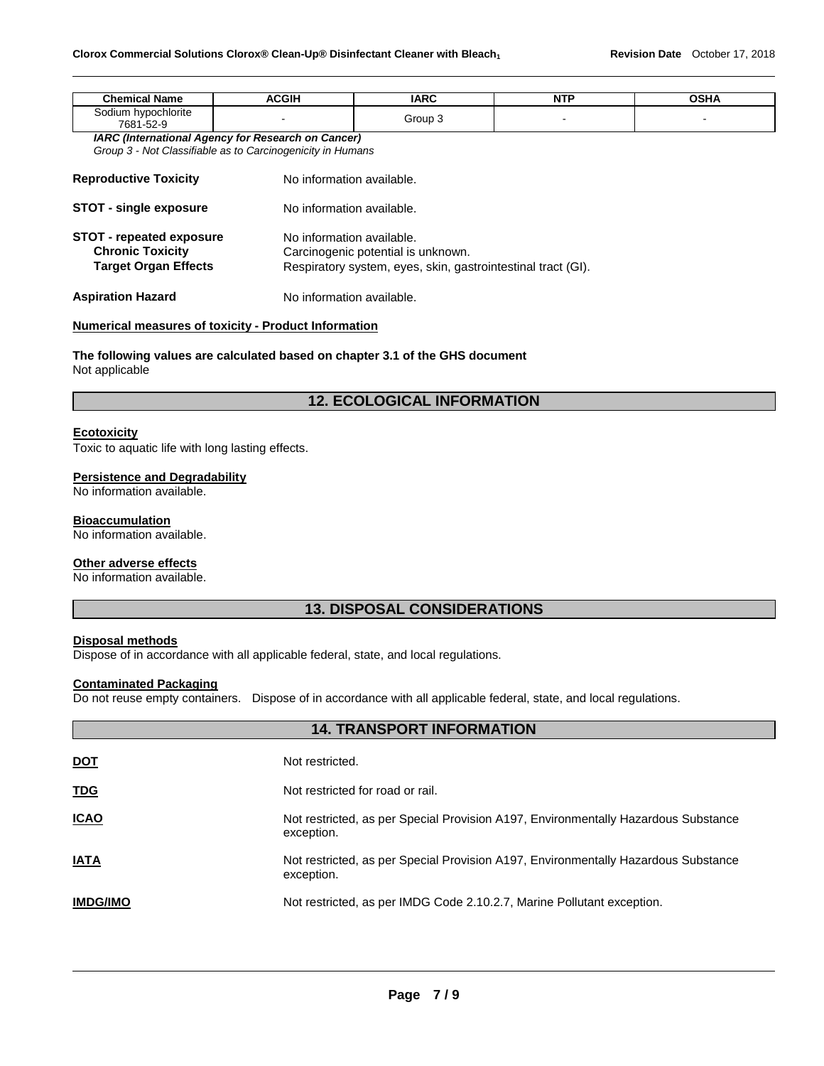| Chemical Name | ACGIH | IARC | NTP | OSHA |
| --- | --- | --- | --- | --- |
| Sodium hypochlorite 7681-52-9 | - | Group 3 | - | - |

***IARC (International Agency for Research on Cancer)***
*Group 3 - Not Classifiable as to Carcinogenicity in Humans*

**Reproductive Toxicity** No information available.

**STOT - single exposure** No information available.

**STOT - repeated exposure** No information available.
**Chronic Toxicity** Carcinogenic potential is unknown.
**Target Organ Effects** Respiratory system, eyes, skin, gastrointestinal tract (GI).

**Aspiration Hazard** No information available.

**Numerical measures of toxicity - Product Information**

**The following values are calculated based on chapter 3.1 of the GHS document**
Not applicable

## 12. ECOLOGICAL INFORMATION

**Ecotoxicity**
Toxic to aquatic life with long lasting effects.

**Persistence and Degradability**
No information available.

**Bioaccumulation**
No information available.

**Other adverse effects**
No information available.

## 13. DISPOSAL CONSIDERATIONS

**Disposal methods**
Dispose of in accordance with all applicable federal, state, and local regulations.

**Contaminated Packaging**
Do not reuse empty containers. Dispose of in accordance with all applicable federal, state, and local regulations.

## 14. TRANSPORT INFORMATION

**DOT** Not restricted.

**TDG** Not restricted for road or rail.

**ICAO** Not restricted, as per Special Provision A197, Environmentally Hazardous Substance exception.

**IATA** Not restricted, as per Special Provision A197, Environmentally Hazardous Substance exception.

**IMDG/IMO** Not restricted, as per IMDG Code 2.10.2.7, Marine Pollutant exception.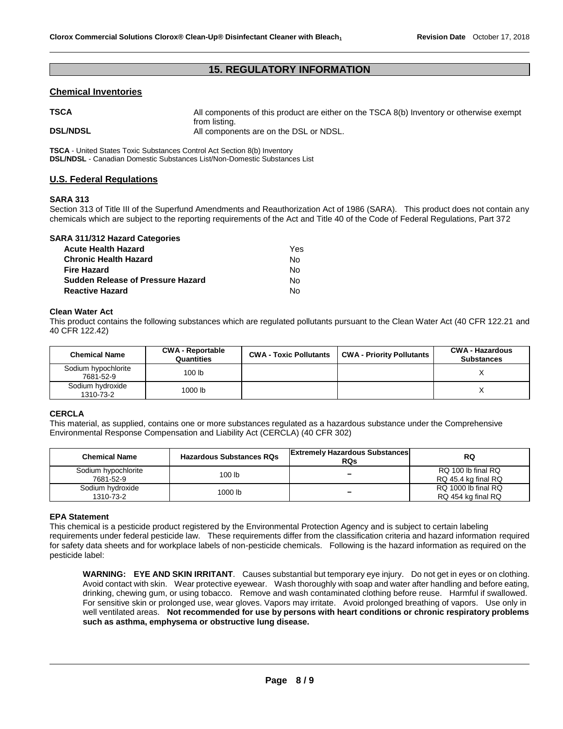## 15. REGULATORY INFORMATION

### Chemical Inventories

**TSCA** All components of this product are either on the TSCA 8(b) Inventory or otherwise exempt from listing.

**DSL/NDSL** All components are on the DSL or NDSL.

**TSCA** - United States Toxic Substances Control Act Section 8(b) Inventory
**DSL/NDSL** - Canadian Domestic Substances List/Non-Domestic Substances List

### U.S. Federal Regulations

**SARA 313**

Section 313 of Title III of the Superfund Amendments and Reauthorization Act of 1986 (SARA). This product does not contain any chemicals which are subject to the reporting requirements of the Act and Title 40 of the Code of Federal Regulations, Part 372

**SARA 311/312 Hazard Categories**

| | |
|---|---|
| **Acute Health Hazard** | Yes |
| **Chronic Health Hazard** | No |
| **Fire Hazard** | No |
| **Sudden Release of Pressure Hazard** | No |
| **Reactive Hazard** | No |

**Clean Water Act**

This product contains the following substances which are regulated pollutants pursuant to the Clean Water Act (40 CFR 122.21 and 40 CFR 122.42)

| Chemical Name | CWA - Reportable Quantities | CWA - Toxic Pollutants | CWA - Priority Pollutants | CWA - Hazardous Substances |
|---|---|---|---|---|
| Sodium hypochlorite 7681-52-9 | 100 lb | | | X |
| Sodium hydroxide 1310-73-2 | 1000 lb | | | X |

**CERCLA**

This material, as supplied, contains one or more substances regulated as a hazardous substance under the Comprehensive Environmental Response Compensation and Liability Act (CERCLA) (40 CFR 302)

| Chemical Name | Hazardous Substances RQs | Extremely Hazardous Substances RQs | RQ |
|---|---|---|---|
| Sodium hypochlorite 7681-52-9 | 100 lb | – | RQ 100 lb final RQ RQ 45.4 kg final RQ |
| Sodium hydroxide 1310-73-2 | 1000 lb | – | RQ 1000 lb final RQ RQ 454 kg final RQ |

**EPA Statement**

This chemical is a pesticide product registered by the Environmental Protection Agency and is subject to certain labeling requirements under federal pesticide law. These requirements differ from the classification criteria and hazard information required for safety data sheets and for workplace labels of non-pesticide chemicals. Following is the hazard information as required on the pesticide label:

> **WARNING: EYE AND SKIN IRRITANT**. Causes substantial but temporary eye injury. Do not get in eyes or on clothing. Avoid contact with skin. Wear protective eyewear. Wash thoroughly with soap and water after handling and before eating, drinking, chewing gum, or using tobacco. Remove and wash contaminated clothing before reuse. Harmful if swallowed. For sensitive skin or prolonged use, wear gloves. Vapors may irritate. Avoid prolonged breathing of vapors. Use only in well ventilated areas. **Not recommended for use by persons with heart conditions or chronic respiratory problems such as asthma, emphysema or obstructive lung disease.**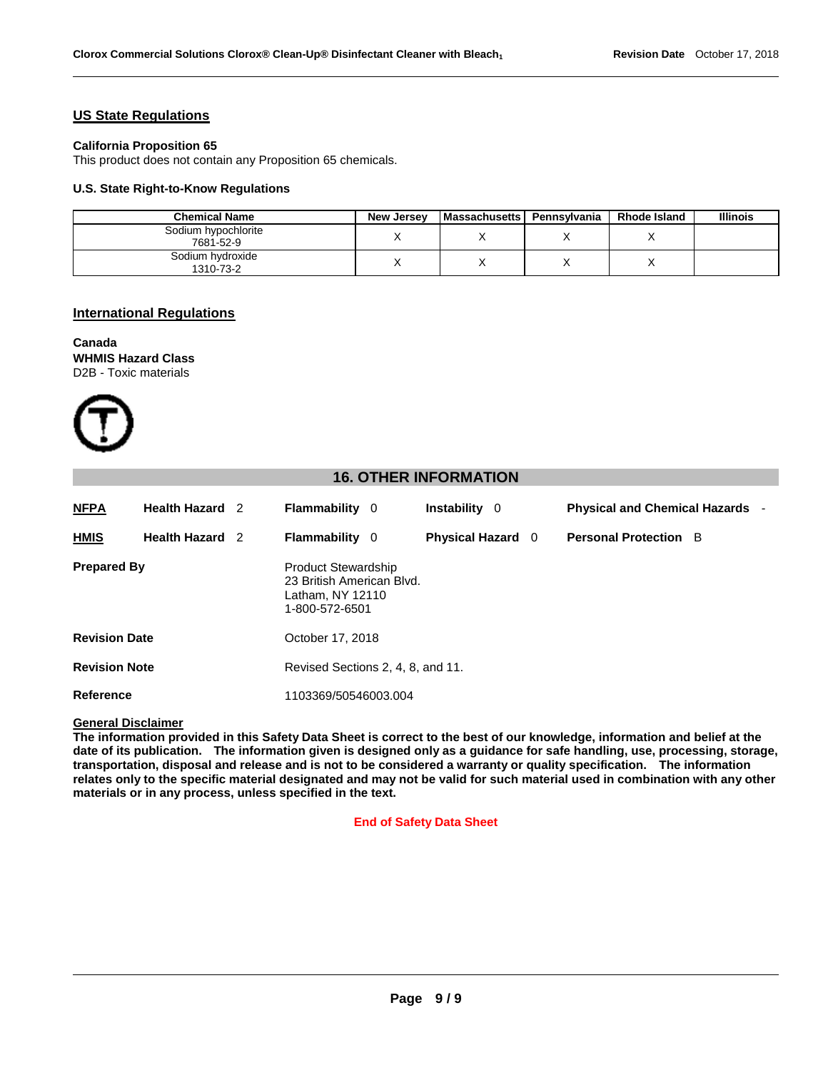## US State Regulations

**California Proposition 65**
This product does not contain any Proposition 65 chemicals.

**U.S. State Right-to-Know Regulations**

| Chemical Name | New Jersey | Massachusetts | Pennsylvania | Rhode Island | Illinois |
|---|---|---|---|---|---|
| Sodium hypochlorite 7681-52-9 | X | X | X | X | |
| Sodium hydroxide 1310-73-2 | X | X | X | X | |

## International Regulations

**Canada**
**WHMIS Hazard Class**
D2B - Toxic materials

## 16. OTHER INFORMATION

| | | | | |
|---|---|---|---|---|
| **NFPA** | **Health Hazard** 2 | **Flammability** 0 | **Instability** 0 | **Physical and Chemical Hazards** - |
| **HMIS** | **Health Hazard** 2 | **Flammability** 0 | **Physical Hazard** 0 | **Personal Protection** B |

**Prepared By**
Product Stewardship
23 British American Blvd.
Latham, NY 12110
1-800-572-6501

**Revision Date** October 17, 2018

**Revision Note** Revised Sections 2, 4, 8, and 11.

**Reference** 1103369/50546003.004

**General Disclaimer**
**The information provided in this Safety Data Sheet is correct to the best of our knowledge, information and belief at the date of its publication. The information given is designed only as a guidance for safe handling, use, processing, storage, transportation, disposal and release and is not to be considered a warranty or quality specification. The information relates only to the specific material designated and may not be valid for such material used in combination with any other materials or in any process, unless specified in the text.**

**End of Safety Data Sheet**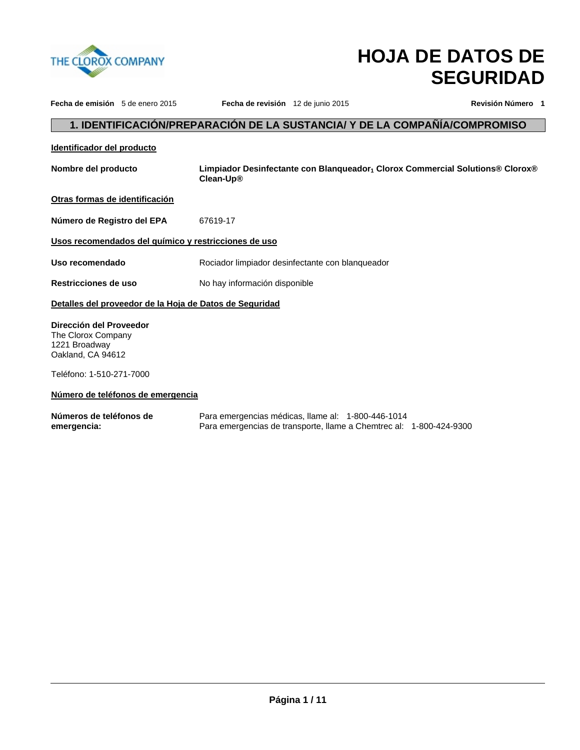# HOJA DE DATOS DE SEGURIDAD

**Fecha de emisión** 5 de enero 2015 **Fecha de revisión** 12 de junio 2015 **Revisión Número** 1

## 1. IDENTIFICACIÓN/PREPARACIÓN DE LA SUSTANCIA/ Y DE LA COMPAÑÍA/COMPROMISO

**Identificador del producto**

**Nombre del producto** — **Limpiador Desinfectante con Blanqueador$_1$ Clorox Commercial Solutions® Clorox® Clean-Up®**

**Otras formas de identificación**

**Número de Registro del EPA** — 67619-17

**Usos recomendados del químico y restricciones de uso**

**Uso recomendado** — Rociador limpiador desinfectante con blanqueador

**Restricciones de uso** — No hay información disponible

**Detalles del proveedor de la Hoja de Datos de Seguridad**

**Dirección del Proveedor**
The Clorox Company
1221 Broadway
Oakland, CA 94612

Teléfono: 1-510-271-7000

**Número de teléfonos de emergencia**

**Números de teléfonos de emergencia:** — Para emergencias médicas, llame al: 1-800-446-1014
Para emergencias de transporte, llame a Chemtrec al: 1-800-424-9300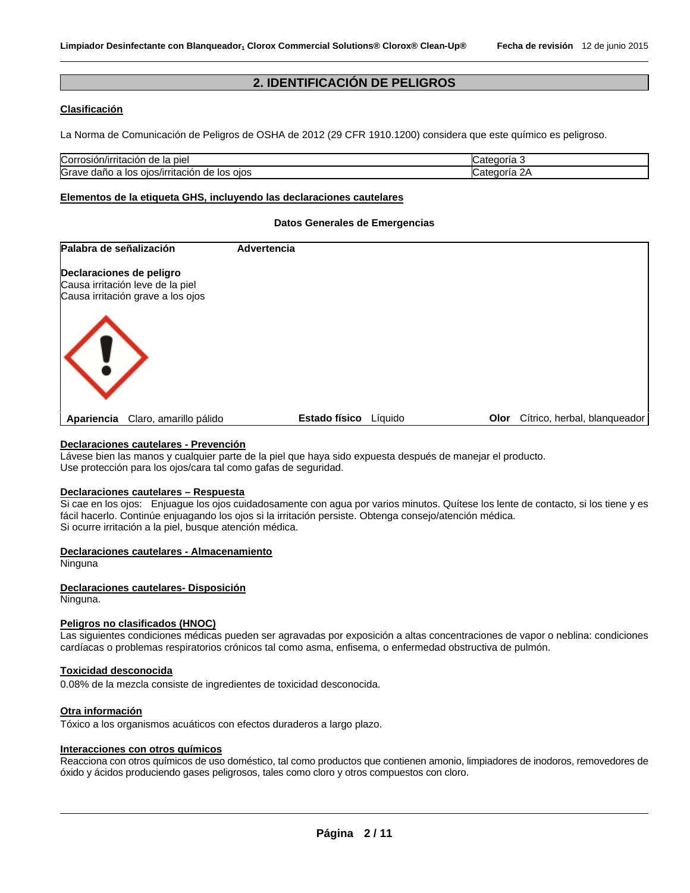## 2. IDENTIFICACIÓN DE PELIGROS

### Clasificación

La Norma de Comunicación de Peligros de OSHA de 2012 (29 CFR 1910.1200) considera que este químico es peligroso.

| Corrosión/irritación de la piel | Categoría 3 |
|---|---|
| Grave daño a los ojos/irritación de los ojos | Categoría 2A |

### Elementos de la etiqueta GHS, incluyendo las declaraciones cautelares

**Datos Generales de Emergencias**

**Palabra de señalización** **Advertencia**

**Declaraciones de peligro**
Causa irritación leve de la piel
Causa irritación grave a los ojos

**Apariencia** Claro, amarillo pálido **Estado físico** Líquido **Olor** Cítrico, herbal, blanqueador

### Declaraciones cautelares - Prevención

Lávese bien las manos y cualquier parte de la piel que haya sido expuesta después de manejar el producto.
Use protección para los ojos/cara tal como gafas de seguridad.

### Declaraciones cautelares – Respuesta

Si cae en los ojos: Enjuague los ojos cuidadosamente con agua por varios minutos. Quítese los lente de contacto, si los tiene y es fácil hacerlo. Continúe enjuagando los ojos si la irritación persiste. Obtenga consejo/atención médica.
Si ocurre irritación a la piel, busque atención médica.

### Declaraciones cautelares - Almacenamiento

Ninguna

### Declaraciones cautelares- Disposición

Ninguna.

### Peligros no clasificados (HNOC)

Las siguientes condiciones médicas pueden ser agravadas por exposición a altas concentraciones de vapor o neblina: condiciones cardíacas o problemas respiratorios crónicos tal como asma, enfisema, o enfermedad obstructiva de pulmón.

### Toxicidad desconocida

0.08% de la mezcla consiste de ingredientes de toxicidad desconocida.

### Otra información

Tóxico a los organismos acuáticos con efectos duraderos a largo plazo.

### Interacciones con otros químicos

Reacciona con otros químicos de uso doméstico, tal como productos que contienen amonio, limpiadores de inodoros, removedores de óxido y ácidos produciendo gases peligrosos, tales como cloro y otros compuestos con cloro.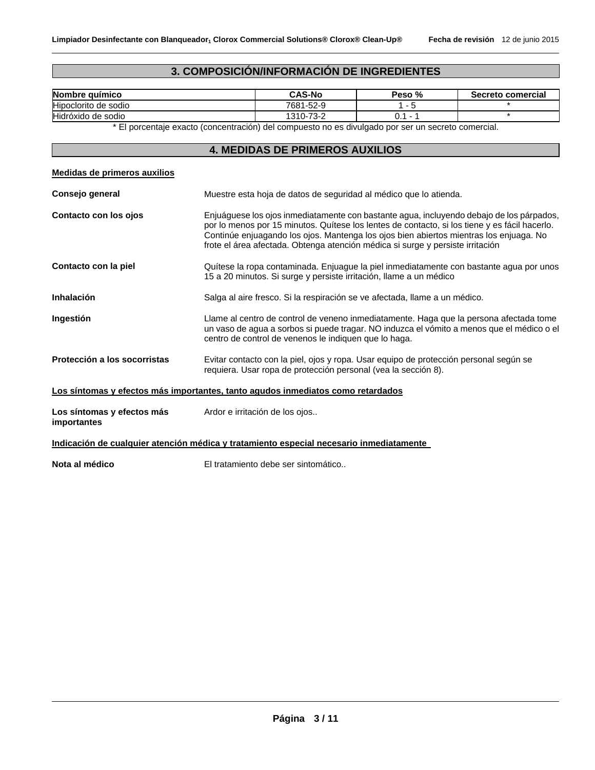## 3. COMPOSICIÓN/INFORMACIÓN DE INGREDIENTES

| Nombre químico | CAS-No | Peso % | Secreto comercial |
|---|---|---|---|
| Hipoclorito de sodio | 7681-52-9 | 1 - 5 | * |
| Hidróxido de sodio | 1310-73-2 | 0.1 - 1 | * |

* El porcentaje exacto (concentración) del compuesto no es divulgado por ser un secreto comercial.

## 4. MEDIDAS DE PRIMEROS AUXILIOS

**Medidas de primeros auxilios**

**Consejo general** Muestre esta hoja de datos de seguridad al médico que lo atienda.

**Contacto con los ojos** Enjuáguese los ojos inmediatamente con bastante agua, incluyendo debajo de los párpados, por lo menos por 15 minutos. Quítese los lentes de contacto, si los tiene y es fácil hacerlo. Continúe enjuagando los ojos. Mantenga los ojos bien abiertos mientras los enjuaga. No frote el área afectada. Obtenga atención médica si surge y persiste irritación

**Contacto con la piel** Quítese la ropa contaminada. Enjuague la piel inmediatamente con bastante agua por unos 15 a 20 minutos. Si surge y persiste irritación, llame a un médico

**Inhalación** Salga al aire fresco. Si la respiración se ve afectada, llame a un médico.

**Ingestión** Llame al centro de control de veneno inmediatamente. Haga que la persona afectada tome un vaso de agua a sorbos si puede tragar. NO induzca el vómito a menos que el médico o el centro de control de venenos le indiquen que lo haga.

**Protección a los socorristas** Evitar contacto con la piel, ojos y ropa. Usar equipo de protección personal según se requiera. Usar ropa de protección personal (vea la sección 8).

**Los síntomas y efectos más importantes, tanto agudos inmediatos como retardados**

**Los síntomas y efectos más importantes** Ardor e irritación de los ojos..

**Indicación de cualquier atención médica y tratamiento especial necesario inmediatamente**

**Nota al médico** El tratamiento debe ser sintomático..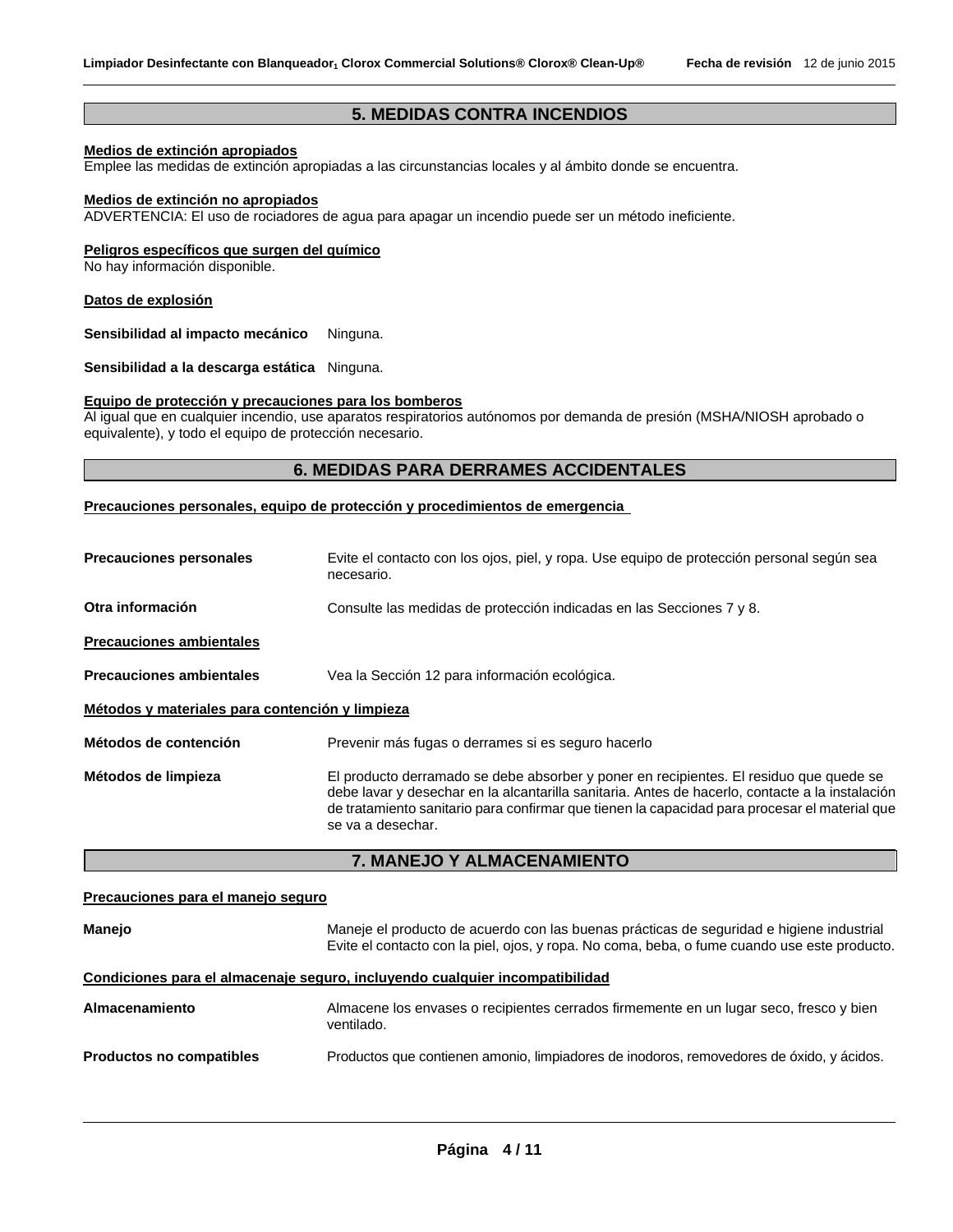## 5. MEDIDAS CONTRA INCENDIOS

**Medios de extinción apropiados**
Emplee las medidas de extinción apropiadas a las circunstancias locales y al ámbito donde se encuentra.

**Medios de extinción no apropiados**
ADVERTENCIA: El uso de rociadores de agua para apagar un incendio puede ser un método ineficiente.

**Peligros específicos que surgen del químico**
No hay información disponible.

**Datos de explosión**

**Sensibilidad al impacto mecánico** Ninguna.

**Sensibilidad a la descarga estática** Ninguna.

**Equipo de protección y precauciones para los bomberos**
Al igual que en cualquier incendio, use aparatos respiratorios autónomos por demanda de presión (MSHA/NIOSH aprobado o equivalente), y todo el equipo de protección necesario.

## 6. MEDIDAS PARA DERRAMES ACCIDENTALES

**Precauciones personales, equipo de protección y procedimientos de emergencia**

**Precauciones personales** Evite el contacto con los ojos, piel, y ropa. Use equipo de protección personal según sea necesario.

**Otra información** Consulte las medidas de protección indicadas en las Secciones 7 y 8.

**Precauciones ambientales**

**Precauciones ambientales** Vea la Sección 12 para información ecológica.

**Métodos y materiales para contención y limpieza**

**Métodos de contención** Prevenir más fugas o derrames si es seguro hacerlo

**Métodos de limpieza** El producto derramado se debe absorber y poner en recipientes. El residuo que quede se debe lavar y desechar en la alcantarilla sanitaria. Antes de hacerlo, contacte a la instalación de tratamiento sanitario para confirmar que tienen la capacidad para procesar el material que se va a desechar.

## 7. MANEJO Y ALMACENAMIENTO

**Precauciones para el manejo seguro**

**Manejo** Maneje el producto de acuerdo con las buenas prácticas de seguridad e higiene industrial Evite el contacto con la piel, ojos, y ropa. No coma, beba, o fume cuando use este producto.

**Condiciones para el almacenaje seguro, incluyendo cualquier incompatibilidad**

**Almacenamiento** Almacene los envases o recipientes cerrados firmemente en un lugar seco, fresco y bien ventilado.

**Productos no compatibles** Productos que contienen amonio, limpiadores de inodoros, removedores de óxido, y ácidos.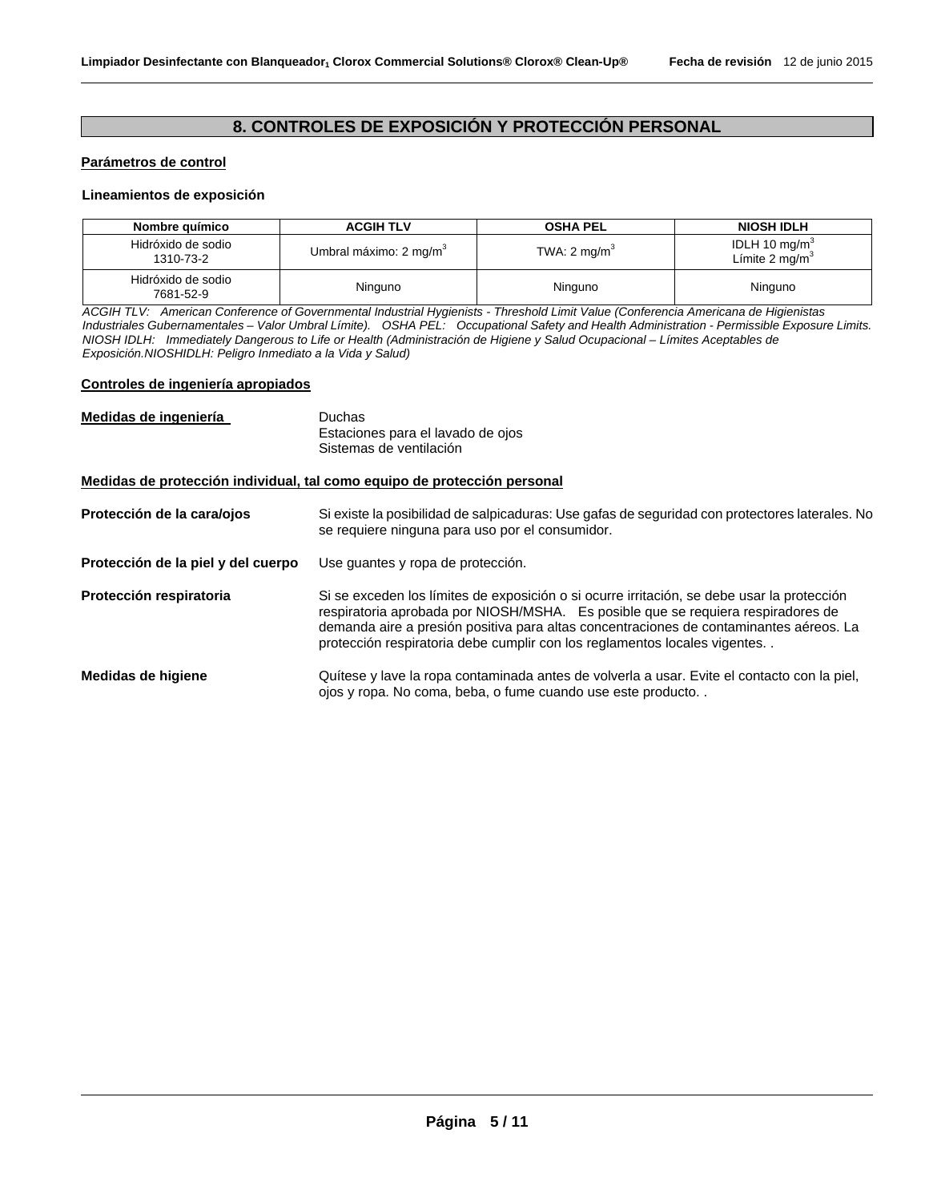# 8. CONTROLES DE EXPOSICIÓN Y PROTECCIÓN PERSONAL

**Parámetros de control**

**Lineamientos de exposición**

| Nombre químico | ACGIH TLV | OSHA PEL | NIOSH IDLH |
|---|---|---|---|
| Hidróxido de sodio 1310-73-2 | Umbral máximo: 2 mg/m$^3$ | TWA: 2 mg/m$^3$ | IDLH 10 mg/m$^3$ Límite 2 mg/m$^3$ |
| Hidróxido de sodio 7681-52-9 | Ninguno | Ninguno | Ninguno |

*ACGIH TLV: American Conference of Governmental Industrial Hygienists - Threshold Limit Value (Conferencia Americana de Higienistas Industriales Gubernamentales – Valor Umbral Límite). OSHA PEL: Occupational Safety and Health Administration - Permissible Exposure Limits. NIOSH IDLH: Immediately Dangerous to Life or Health (Administración de Higiene y Salud Ocupacional – Límites Aceptables de Exposición.NIOSHIDLH: Peligro Inmediato a la Vida y Salud)*

**Controles de ingeniería apropiados**

**Medidas de ingeniería**
Duchas
Estaciones para el lavado de ojos
Sistemas de ventilación

**Medidas de protección individual, tal como equipo de protección personal**

**Protección de la cara/ojos** Si existe la posibilidad de salpicaduras: Use gafas de seguridad con protectores laterales. No se requiere ninguna para uso por el consumidor.

**Protección de la piel y del cuerpo** Use guantes y ropa de protección.

**Protección respiratoria** Si se exceden los límites de exposición o si ocurre irritación, se debe usar la protección respiratoria aprobada por NIOSH/MSHA. Es posible que se requiera respiradores de demanda aire a presión positiva para altas concentraciones de contaminantes aéreos. La protección respiratoria debe cumplir con los reglamentos locales vigentes. .

**Medidas de higiene** Quítese y lave la ropa contaminada antes de volverla a usar. Evite el contacto con la piel, ojos y ropa. No coma, beba, o fume cuando use este producto. .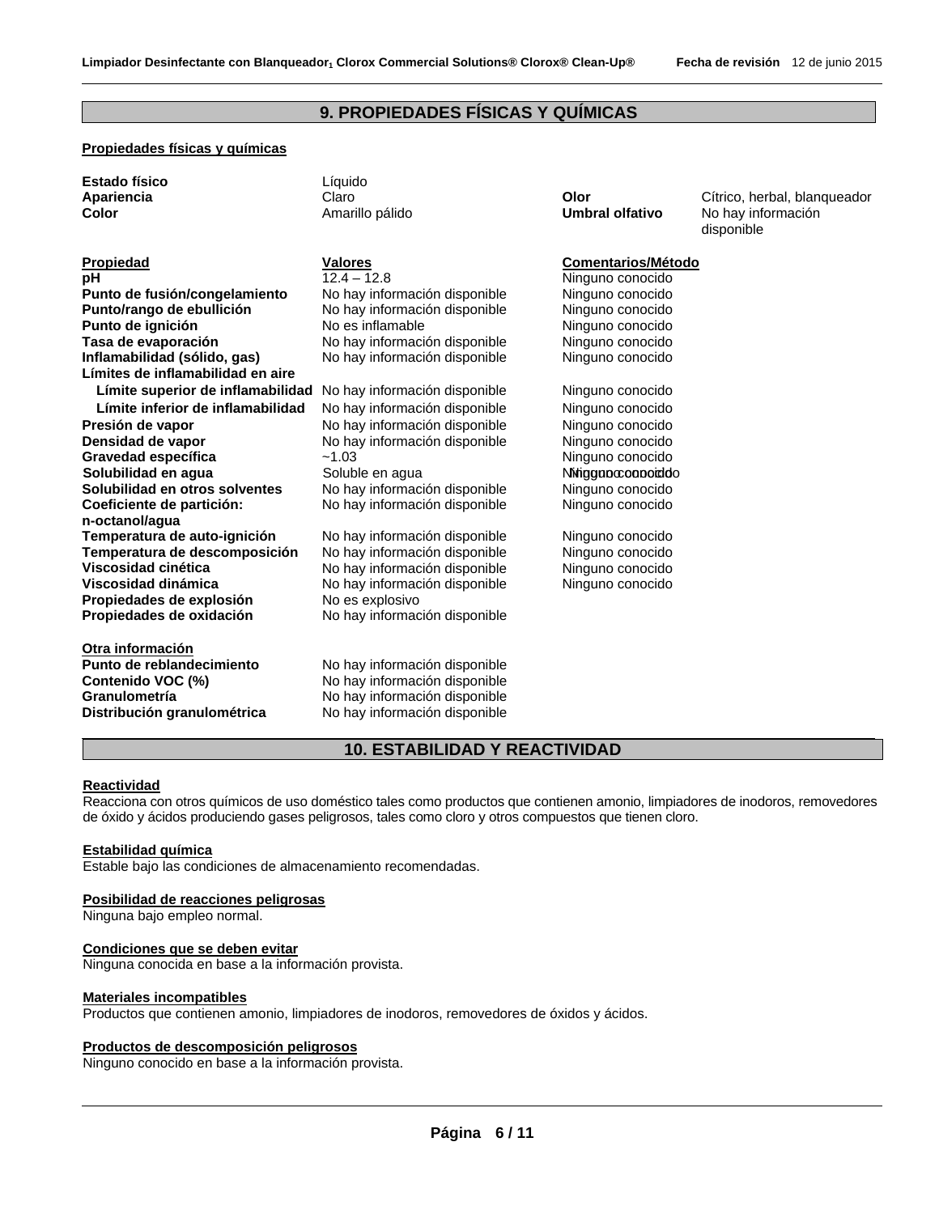## 9. PROPIEDADES FÍSICAS Y QUÍMICAS

**Propiedades físicas y químicas**

| | | | |
|---|---|---|---|
| **Estado físico** | Líquido | | |
| **Apariencia** | Claro | **Olor** | Cítrico, herbal, blanqueador |
| **Color** | Amarillo pálido | **Umbral olfativo** | No hay información disponible |

| **Propiedad** | **Valores** | **Comentarios/Método** |
|---|---|---|
| **pH** | 12.4 – 12.8 | Ninguno conocido |
| **Punto de fusión/congelamiento** | No hay información disponible | Ninguno conocido |
| **Punto/rango de ebullición** | No hay información disponible | Ninguno conocido |
| **Punto de ignición** | No es inflamable | Ninguno conocido |
| **Tasa de evaporación** | No hay información disponible | Ninguno conocido |
| **Inflamabilidad (sólido, gas)** | No hay información disponible | Ninguno conocido |
| **Límites de inflamabilidad en aire** | | |
| **Límite superior de inflamabilidad** | No hay información disponible | Ninguno conocido |
| **Límite inferior de inflamabilidad** | No hay información disponible | Ninguno conocido |
| **Presión de vapor** | No hay información disponible | Ninguno conocido |
| **Densidad de vapor** | No hay información disponible | Ninguno conocido |
| **Gravedad específica** | ~1.03 | Ninguno conocido |
| **Solubilidad en agua** | Soluble en agua | Ninguno conocido |
| **Solubilidad en otros solventes** | No hay información disponible | Ninguno conocido |
| **Coeficiente de partición: n-octanol/agua** | No hay información disponible | Ninguno conocido |
| **Temperatura de auto-ignición** | No hay información disponible | Ninguno conocido |
| **Temperatura de descomposición** | No hay información disponible | Ninguno conocido |
| **Viscosidad cinética** | No hay información disponible | Ninguno conocido |
| **Viscosidad dinámica** | No hay información disponible | Ninguno conocido |
| **Propiedades de explosión** | No es explosivo | |
| **Propiedades de oxidación** | No hay información disponible | |

**Otra información**

| | |
|---|---|
| **Punto de reblandecimiento** | No hay información disponible |
| **Contenido VOC (%)** | No hay información disponible |
| **Granulometría** | No hay información disponible |
| **Distribución granulométrica** | No hay información disponible |

## 10. ESTABILIDAD Y REACTIVIDAD

**Reactividad**

Reacciona con otros químicos de uso doméstico tales como productos que contienen amonio, limpiadores de inodoros, removedores de óxido y ácidos produciendo gases peligrosos, tales como cloro y otros compuestos que tienen cloro.

**Estabilidad química**

Estable bajo las condiciones de almacenamiento recomendadas.

**Posibilidad de reacciones peligrosas**

Ninguna bajo empleo normal.

**Condiciones que se deben evitar**

Ninguna conocida en base a la información provista.

**Materiales incompatibles**

Productos que contienen amonio, limpiadores de inodoros, removedores de óxidos y ácidos.

**Productos de descomposición peligrosos**

Ninguno conocido en base a la información provista.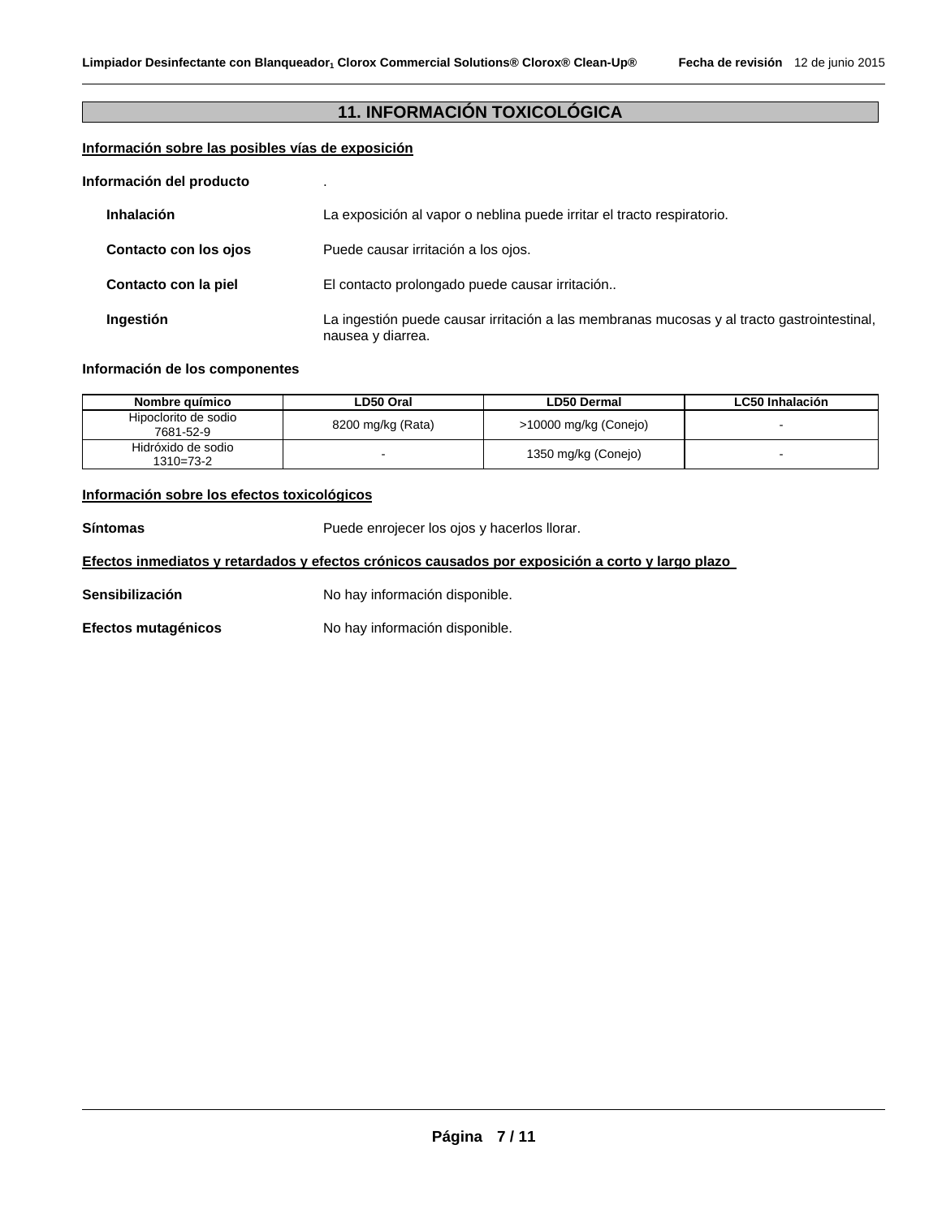## 11. INFORMACIÓN TOXICOLÓGICA

**Información sobre las posibles vías de exposición**

**Información del producto** .

**Inhalación** La exposición al vapor o neblina puede irritar el tracto respiratorio.

**Contacto con los ojos** Puede causar irritación a los ojos.

**Contacto con la piel** El contacto prolongado puede causar irritación..

**Ingestión** La ingestión puede causar irritación a las membranas mucosas y al tracto gastrointestinal, nausea y diarrea.

**Información de los componentes**

| Nombre químico | LD50 Oral | LD50 Dermal | LC50 Inhalación |
|---|---|---|---|
| Hipoclorito de sodio 7681-52-9 | 8200 mg/kg (Rata) | >10000 mg/kg (Conejo) | - |
| Hidróxido de sodio 1310=73-2 | - | 1350 mg/kg (Conejo) | - |

**Información sobre los efectos toxicológicos**

**Síntomas** Puede enrojecer los ojos y hacerlos llorar.

**Efectos inmediatos y retardados y efectos crónicos causados por exposición a corto y largo plazo**

**Sensibilización** No hay información disponible.

**Efectos mutagénicos** No hay información disponible.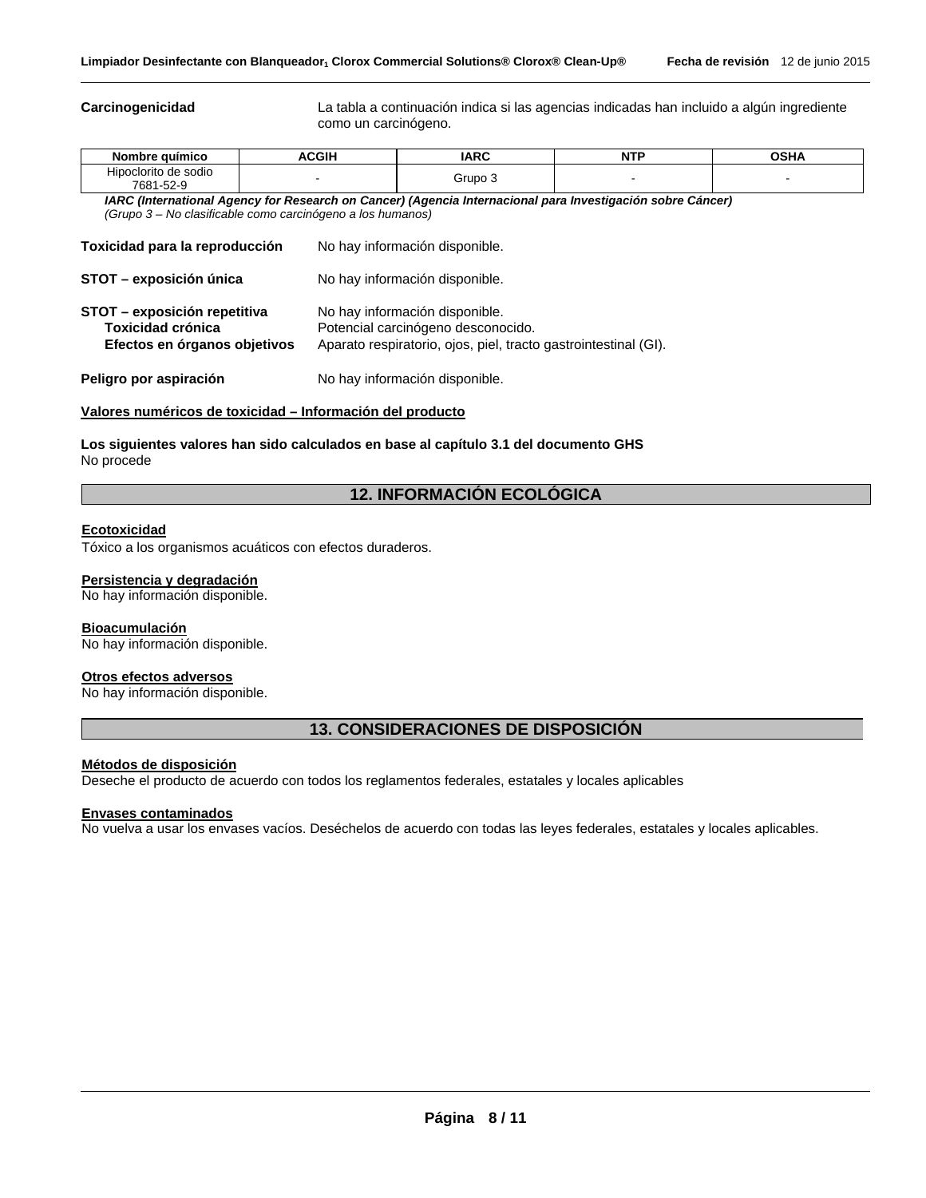**Carcinogenicidad** La tabla a continuación indica si las agencias indicadas han incluido a algún ingrediente como un carcinógeno.

| Nombre químico | ACGIH | IARC | NTP | OSHA |
|---|---|---|---|---|
| Hipoclorito de sodio 7681-52-9 | - | Grupo 3 | - | - |

***IARC (International Agency for Research on Cancer) (Agencia Internacional para Investigación sobre Cáncer)***
*(Grupo 3 – No clasificable como carcinógeno a los humanos)*

**Toxicidad para la reproducción** No hay información disponible.

**STOT – exposición única** No hay información disponible.

**STOT – exposición repetitiva** No hay información disponible.
**Toxicidad crónica** Potencial carcinógeno desconocido.
**Efectos en órganos objetivos** Aparato respiratorio, ojos, piel, tracto gastrointestinal (GI).

**Peligro por aspiración** No hay información disponible.

**Valores numéricos de toxicidad – Información del producto**

**Los siguientes valores han sido calculados en base al capítulo 3.1 del documento GHS**
No procede

## 12. INFORMACIÓN ECOLÓGICA

**Ecotoxicidad**
Tóxico a los organismos acuáticos con efectos duraderos.

**Persistencia y degradación**
No hay información disponible.

**Bioacumulación**
No hay información disponible.

**Otros efectos adversos**
No hay información disponible.

## 13. CONSIDERACIONES DE DISPOSICIÓN

**Métodos de disposición**
Deseche el producto de acuerdo con todos los reglamentos federales, estatales y locales aplicables

**Envases contaminados**
No vuelva a usar los envases vacíos. Deséchelos de acuerdo con todas las leyes federales, estatales y locales aplicables.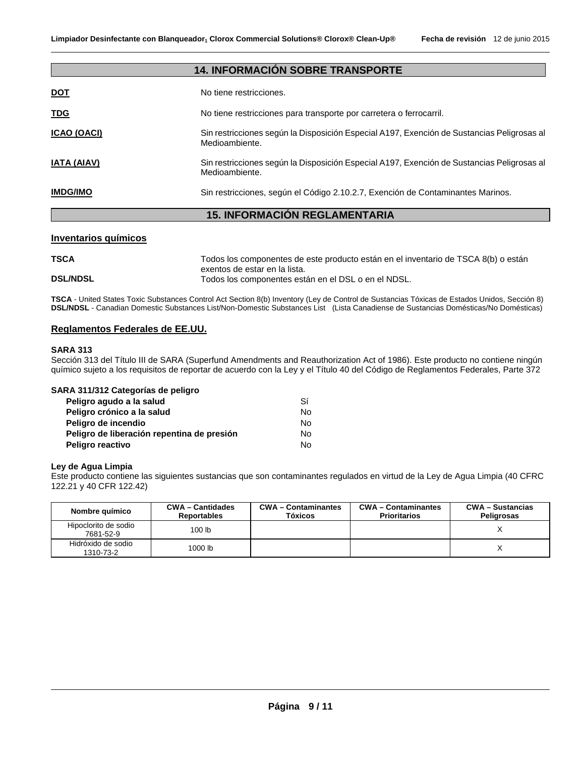## 14. INFORMACIÓN SOBRE TRANSPORTE

**DOT** No tiene restricciones.

**TDG** No tiene restricciones para transporte por carretera o ferrocarril.

**ICAO (OACI)** Sin restricciones según la Disposición Especial A197, Exención de Sustancias Peligrosas al Medioambiente.

**IATA (AIAV)** Sin restricciones según la Disposición Especial A197, Exención de Sustancias Peligrosas al Medioambiente.

**IMDG/IMO** Sin restricciones, según el Código 2.10.2.7, Exención de Contaminantes Marinos.

## 15. INFORMACIÓN REGLAMENTARIA

### Inventarios químicos

**TSCA** Todos los componentes de este producto están en el inventario de TSCA 8(b) o están exentos de estar en la lista.

**DSL/NDSL** Todos los componentes están en el DSL o en el NDSL.

**TSCA** - United States Toxic Substances Control Act Section 8(b) Inventory (Ley de Control de Sustancias Tóxicas de Estados Unidos, Sección 8)
**DSL/NDSL** - Canadian Domestic Substances List/Non-Domestic Substances List (Lista Canadiense de Sustancias Domésticas/No Domésticas)

### Reglamentos Federales de EE.UU.

**SARA 313**
Sección 313 del Título III de SARA (Superfund Amendments and Reauthorization Act of 1986). Este producto no contiene ningún químico sujeto a los requisitos de reportar de acuerdo con la Ley y el Título 40 del Código de Reglamentos Federales, Parte 372

**SARA 311/312 Categorías de peligro**

| | |
|---|---|
| **Peligro agudo a la salud** | Sí |
| **Peligro crónico a la salud** | No |
| **Peligro de incendio** | No |
| **Peligro de liberación repentina de presión** | No |
| **Peligro reactivo** | No |

**Ley de Agua Limpia**
Este producto contiene las siguientes sustancias que son contaminantes regulados en virtud de la Ley de Agua Limpia (40 CFRC 122.21 y 40 CFR 122.42)

| Nombre químico | CWA – Cantidades Reportables | CWA – Contaminantes Tóxicos | CWA – Contaminantes Prioritarios | CWA – Sustancias Peligrosas |
|---|---|---|---|---|
| Hipoclorito de sodio 7681-52-9 | 100 lb | | | X |
| Hidróxido de sodio 1310-73-2 | 1000 lb | | | X |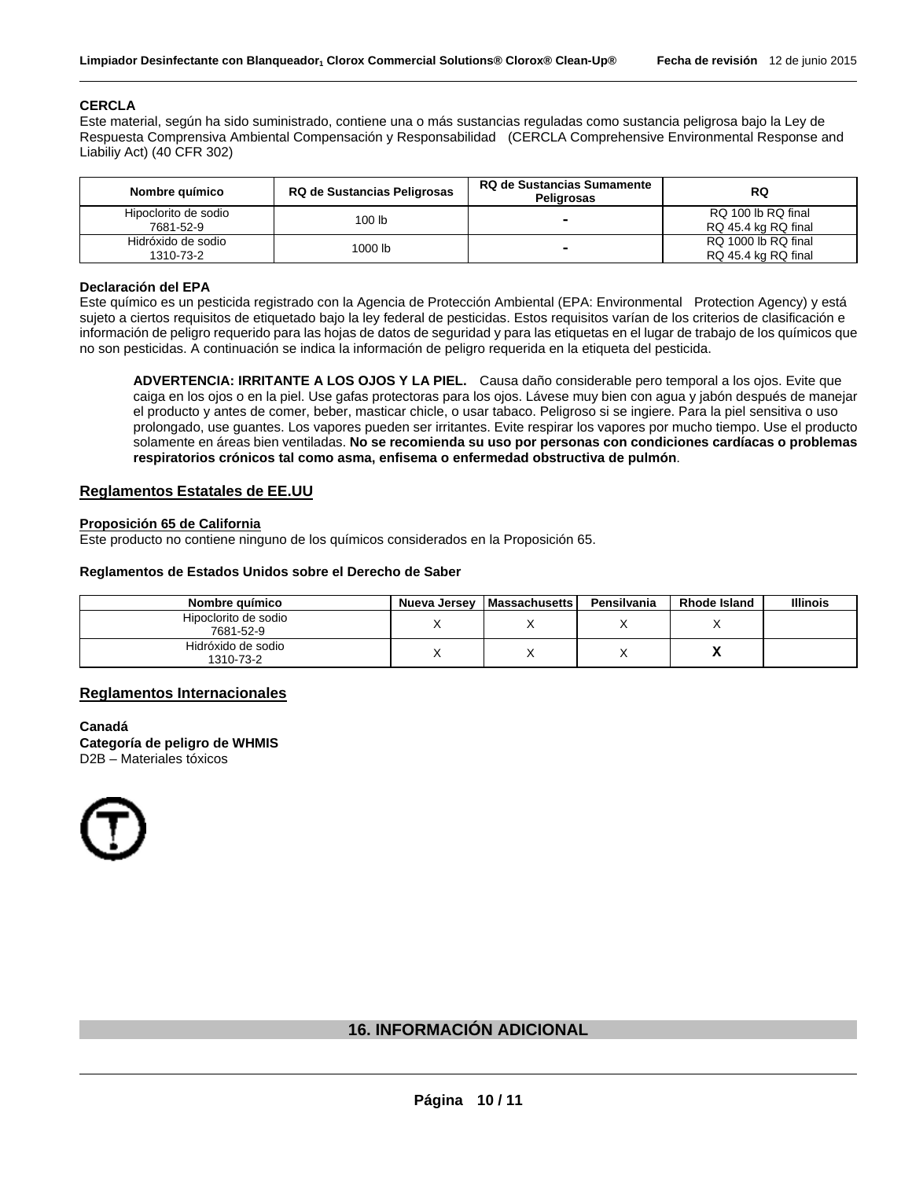**CERCLA**

Este material, según ha sido suministrado, contiene una o más sustancias reguladas como sustancia peligrosa bajo la Ley de Respuesta Comprensiva Ambiental Compensación y Responsabilidad (CERCLA Comprehensive Environmental Response and Liabiliy Act) (40 CFR 302)

| Nombre químico | RQ de Sustancias Peligrosas | RQ de Sustancias Sumamente Peligrosas | RQ |
|---|---|---|---|
| Hipoclorito de sodio 7681-52-9 | 100 lb | - | RQ 100 lb RQ final RQ 45.4 kg RQ final |
| Hidróxido de sodio 1310-73-2 | 1000 lb | - | RQ 1000 lb RQ final RQ 45.4 kg RQ final |

**Declaración del EPA**

Este químico es un pesticida registrado con la Agencia de Protección Ambiental (EPA: Environmental Protection Agency) y está sujeto a ciertos requisitos de etiquetado bajo la ley federal de pesticidas. Estos requisitos varían de los criterios de clasificación e información de peligro requerido para las hojas de datos de seguridad y para las etiquetas en el lugar de trabajo de los químicos que no son pesticidas. A continuación se indica la información de peligro requerida en la etiqueta del pesticida.

> **ADVERTENCIA: IRRITANTE A LOS OJOS Y LA PIEL.** Causa daño considerable pero temporal a los ojos. Evite que caiga en los ojos o en la piel. Use gafas protectoras para los ojos. Lávese muy bien con agua y jabón después de manejar el producto y antes de comer, beber, masticar chicle, o usar tabaco. Peligroso si se ingiere. Para la piel sensitiva o uso prolongado, use guantes. Los vapores pueden ser irritantes. Evite respirar los vapores por mucho tiempo. Use el producto solamente en áreas bien ventiladas. **No se recomienda su uso por personas con condiciones cardíacas o problemas respiratorios crónicos tal como asma, enfisema o enfermedad obstructiva de pulmón**.

## Reglamentos Estatales de EE.UU

**Proposición 65 de California**

Este producto no contiene ninguno de los químicos considerados en la Proposición 65.

**Reglamentos de Estados Unidos sobre el Derecho de Saber**

| Nombre químico | Nueva Jersey | Massachusetts | Pensilvania | Rhode Island | Illinois |
|---|---|---|---|---|---|
| Hipoclorito de sodio 7681-52-9 | X | X | X | X | |
| Hidróxido de sodio 1310-73-2 | X | X | X | X | |

## Reglamentos Internacionales

**Canadá**
**Categoría de peligro de WHMIS**
D2B – Materiales tóxicos

## 16. INFORMACIÓN ADICIONAL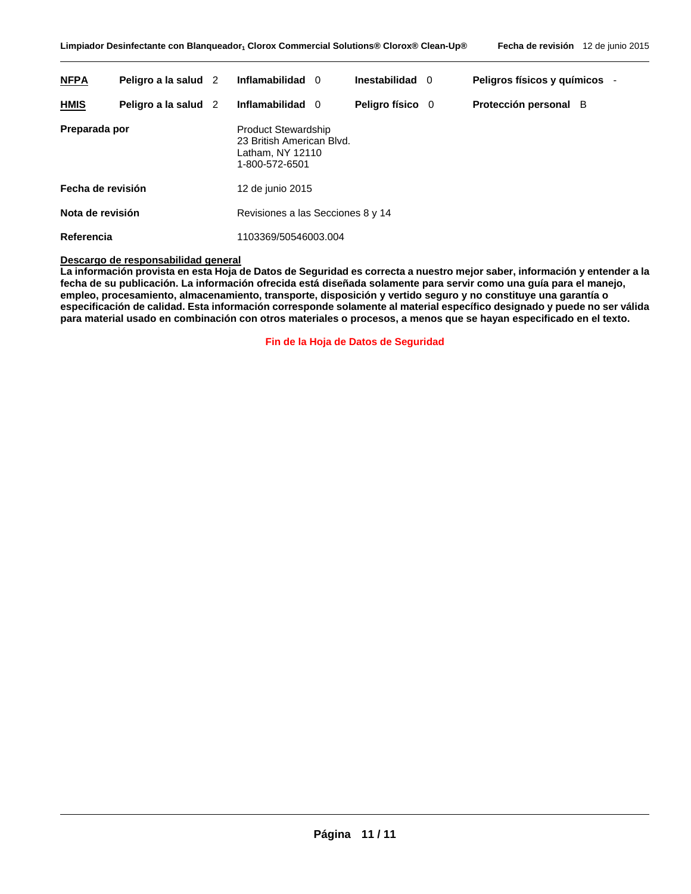| | | | | |
|---|---|---|---|---|
| **NFPA** | **Peligro a la salud** 2 | **Inflamabilidad** 0 | **Inestabilidad** 0 | **Peligros físicos y químicos** - |
| **HMIS** | **Peligro a la salud** 2 | **Inflamabilidad** 0 | **Peligro físico** 0 | **Protección personal** B |

**Preparada por** Product Stewardship
23 British American Blvd.
Latham, NY 12110
1-800-572-6501

**Fecha de revisión** 12 de junio 2015

**Nota de revisión** Revisiones a las Secciones 8 y 14

**Referencia** 1103369/50546003.004

**Descargo de responsabilidad general**

**La información provista en esta Hoja de Datos de Seguridad es correcta a nuestro mejor saber, información y entender a la fecha de su publicación. La información ofrecida está diseñada solamente para servir como una guía para el manejo, empleo, procesamiento, almacenamiento, transporte, disposición y vertido seguro y no constituye una garantía o especificación de calidad. Esta información corresponde solamente al material específico designado y puede no ser válida para material usado en combinación con otros materiales o procesos, a menos que se hayan especificado en el texto.**

**Fin de la Hoja de Datos de Seguridad**